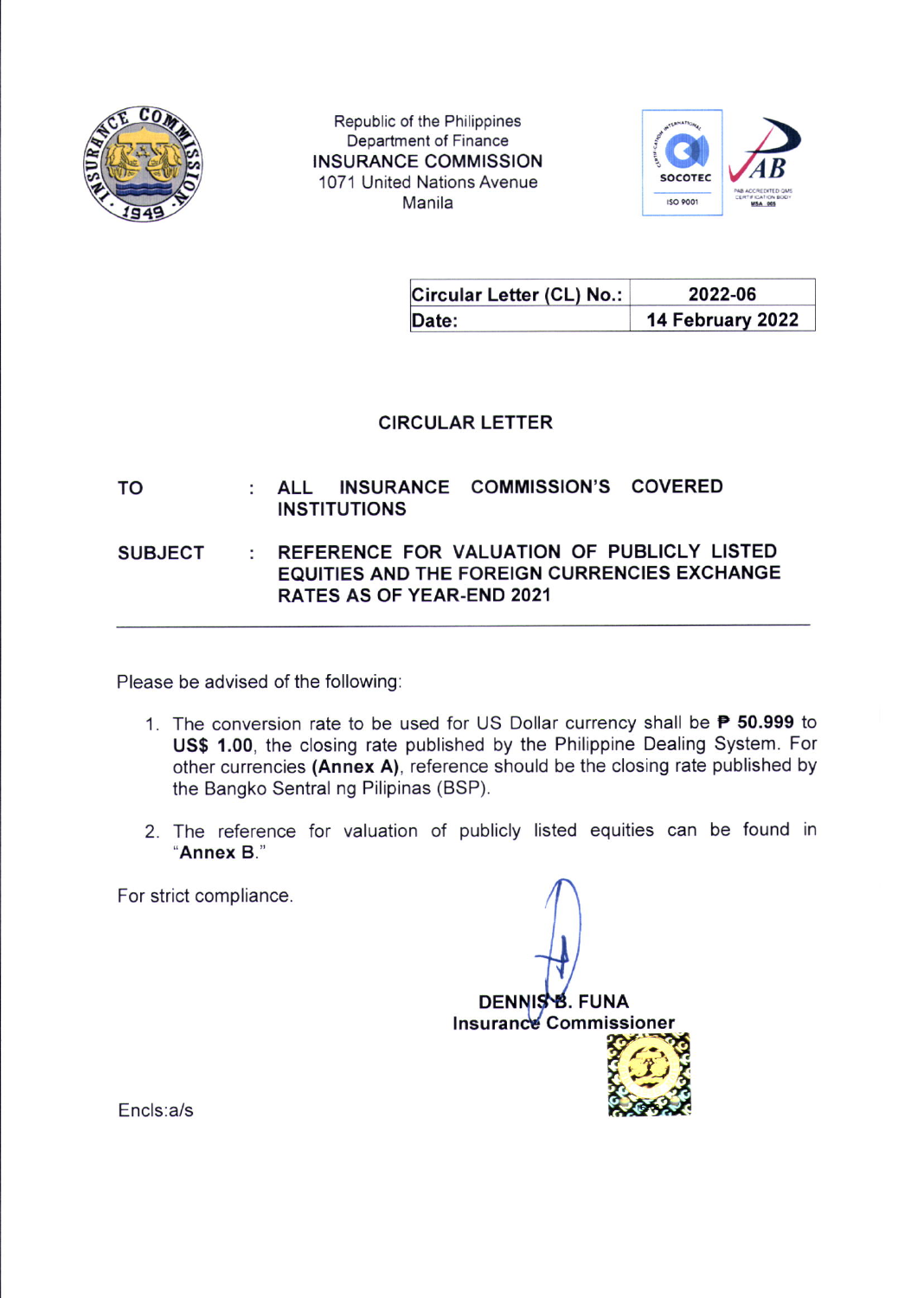Republic of the Philippines
Department of Finance
INSURANCE COMMISSION
1071 United Nations Avenue
Manila

| Circular Letter (CL) No.: | 2022-06 |
|---|---|
| Date: | 14 February 2022 |

# CIRCULAR LETTER

**TO** : **ALL INSURANCE COMMISSION'S COVERED INSTITUTIONS**

**SUBJECT** : **REFERENCE FOR VALUATION OF PUBLICLY LISTED EQUITIES AND THE FOREIGN CURRENCIES EXCHANGE RATES AS OF YEAR-END 2021**

---

Please be advised of the following:

1. The conversion rate to be used for US Dollar currency shall be **₱ 50.999** to **US$ 1.00**, the closing rate published by the Philippine Dealing System. For other currencies **(Annex A)**, reference should be the closing rate published by the Bangko Sentral ng Pilipinas (BSP).

2. The reference for valuation of publicly listed equities can be found in "**Annex B**."

For strict compliance.

**DENNIS B. FUNA**
**Insurance Commissioner**

Encls:a/s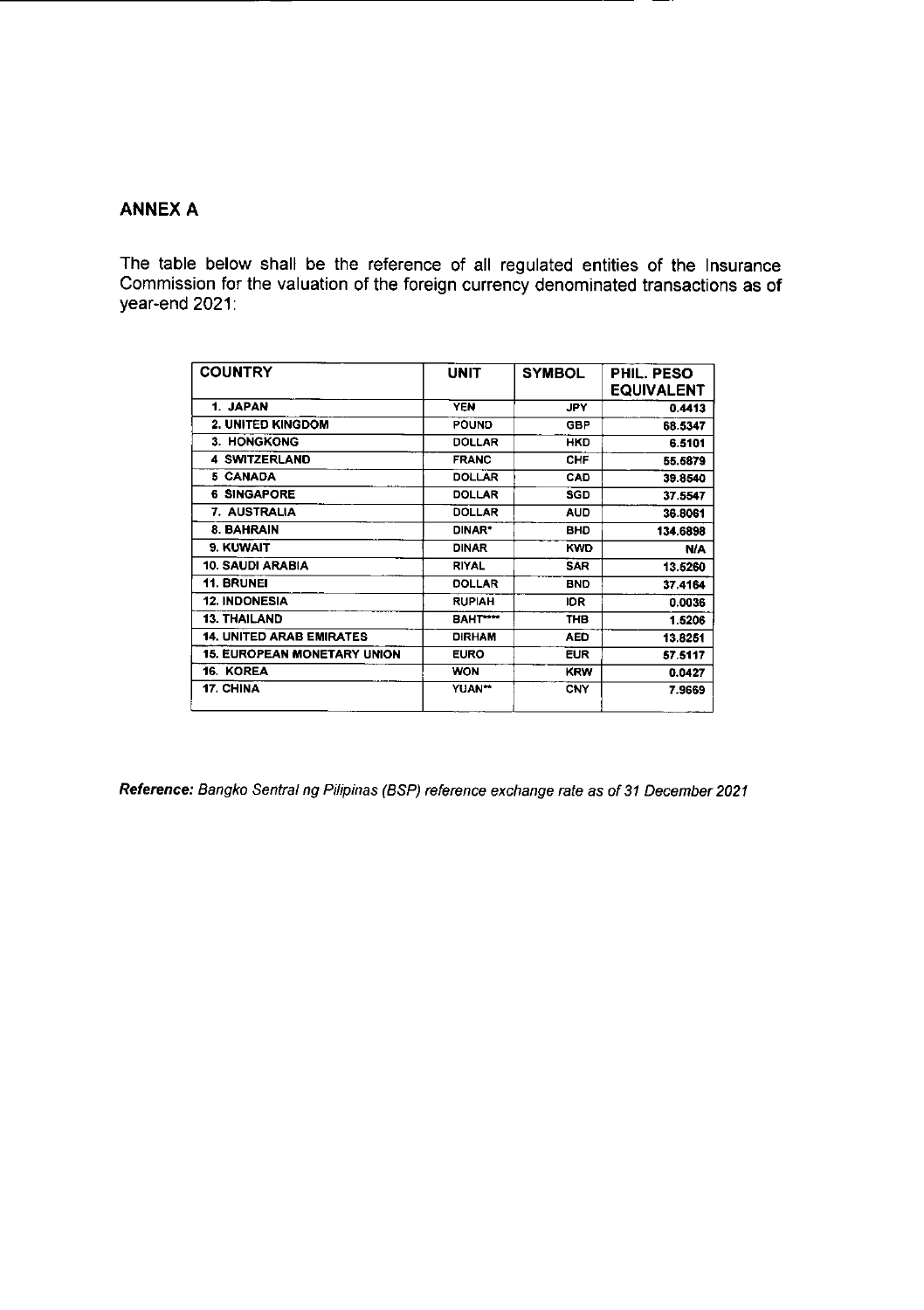## ANNEX A

The table below shall be the reference of all regulated entities of the Insurance Commission for the valuation of the foreign currency denominated transactions as of year-end 2021:

| COUNTRY | UNIT | SYMBOL | PHIL. PESO EQUIVALENT |
|---|---|---|---|
| 1. JAPAN | YEN | JPY | 0.4413 |
| 2. UNITED KINGDOM | POUND | GBP | 68.5347 |
| 3. HONGKONG | DOLLAR | HKD | 6.5101 |
| 4 SWITZERLAND | FRANC | CHF | 55.6879 |
| 5 CANADA | DOLLAR | CAD | 39.8540 |
| 6 SINGAPORE | DOLLAR | SGD | 37.5547 |
| 7. AUSTRALIA | DOLLAR | AUD | 36.8061 |
| 8. BAHRAIN | DINAR* | BHD | 134.6898 |
| 9. KUWAIT | DINAR | KWD | N/A |
| 10. SAUDI ARABIA | RIYAL | SAR | 13.5260 |
| 11. BRUNEI | DOLLAR | BND | 37.4164 |
| 12. INDONESIA | RUPIAH | IDR | 0.0036 |
| 13. THAILAND | BAHT**** | THB | 1.5206 |
| 14. UNITED ARAB EMIRATES | DIRHAM | AED | 13.8251 |
| 15. EUROPEAN MONETARY UNION | EURO | EUR | 57.5117 |
| 16. KOREA | WON | KRW | 0.0427 |
| 17. CHINA | YUAN** | CNY | 7.9669 |

***Reference:*** *Bangko Sentral ng Pilipinas (BSP) reference exchange rate as of 31 December 2021*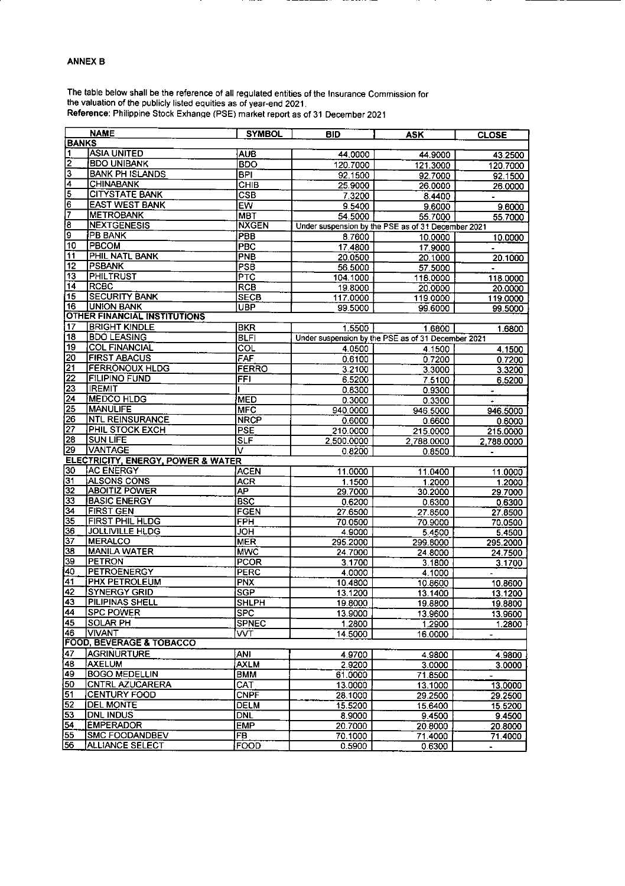**ANNEX B**

The table below shall be the reference of all regulated entities of the Insurance Commission for the valuation of the publicly listed equities as of year-end 2021.
**Reference:** Philippine Stock Exhange (PSE) market report as of 31 December 2021

| | NAME | SYMBOL | BID | ASK | CLOSE |
|---|---|---|---|---|---|
| **BANKS** | | | | | |
| 1 | ASIA UNITED | AUB | 44.0000 | 44.9000 | 43.2500 |
| 2 | BDO UNIBANK | BDO | 120.7000 | 121.3000 | 120.7000 |
| 3 | BANK PH ISLANDS | BPI | 92.1500 | 92.7000 | 92.1500 |
| 4 | CHINABANK | CHIB | 25.9000 | 26.0000 | 26.0000 |
| 5 | CITYSTATE BANK | CSB | 7.3200 | 8.4400 | - |
| 6 | EAST WEST BANK | EW | 9.5400 | 9.6000 | 9.6000 |
| 7 | METROBANK | MBT | 54.5000 | 55.7000 | 55.7000 |
| 8 | NEXTGENESIS | NXGEN | Under suspension by the PSE as of 31 December 2021 | | |
| 9 | PB BANK | PBB | 8.7600 | 10.0000 | 10.0000 |
| 10 | PBCOM | PBC | 17.4800 | 17.9000 | - |
| 11 | PHIL NATL BANK | PNB | 20.0500 | 20.1000 | 20.1000 |
| 12 | PSBANK | PSB | 56.5000 | 57.5000 | - |
| 13 | PHILTRUST | PTC | 104.1000 | 118.0000 | 118.0000 |
| 14 | RCBC | RCB | 19.8000 | 20.0000 | 20.0000 |
| 15 | SECURITY BANK | SECB | 117.0000 | 119.0000 | 119.0000 |
| 16 | UNION BANK | UBP | 99.5000 | 99.6000 | 99.5000 |
| **OTHER FINANCIAL INSTITUTIONS** | | | | | |
| 17 | BRIGHT KINDLE | BKR | 1.5500 | 1.6800 | 1.6800 |
| 18 | BDO LEASING | BLFI | Under suspension by the PSE as of 31 December 2021 | | |
| 19 | COL FINANCIAL | COL | 4.0500 | 4.1500 | 4.1500 |
| 20 | FIRST ABACUS | FAF | 0.6100 | 0.7200 | 0.7200 |
| 21 | FERRONOUX HLDG | FERRO | 3.2100 | 3.3000 | 3.3200 |
| 22 | FILIPINO FUND | FFI | 6.5200 | 7.5100 | 6.5200 |
| 23 | IREMIT | I | 0.8300 | 0.9300 | - |
| 24 | MEDCO HLDG | MED | 0.3000 | 0.3300 | - |
| 25 | MANULIFE | MFC | 940.0000 | 946.5000 | 946.5000 |
| 26 | NTL REINSURANCE | NRCP | 0.6000 | 0.6600 | 0.6000 |
| 27 | PHIL STOCK EXCH | PSE | 210.0000 | 215.0000 | 215.0000 |
| 28 | SUN LIFE | SLF | 2,500.0000 | 2,788.0000 | 2,788.0000 |
| 29 | VANTAGE | V | 0.8200 | 0.8500 | - |
| **ELECTRICITY, ENERGY, POWER & WATER** | | | | | |
| 30 | AC ENERGY | ACEN | 11.0000 | 11.0400 | 11.0000 |
| 31 | ALSONS CONS | ACR | 1.1500 | 1.2000 | 1.2000 |
| 32 | ABOITIZ POWER | AP | 29.7000 | 30.2000 | 29.7000 |
| 33 | BASIC ENERGY | BSC | 0.6200 | 0.6300 | 0.6300 |
| 34 | FIRST GEN | FGEN | 27.6500 | 27.8500 | 27.8500 |
| 35 | FIRST PHIL HLDG | FPH | 70.0500 | 70.9000 | 70.0500 |
| 36 | JOLLIVILLE HLDG | JOH | 4.9000 | 5.4500 | 5.4500 |
| 37 | MERALCO | MER | 295.2000 | 299.8000 | 295.2000 |
| 38 | MANILA WATER | MWC | 24.7000 | 24.8000 | 24.7500 |
| 39 | PETRON | PCOR | 3.1700 | 3.1800 | 3.1700 |
| 40 | PETROENERGY | PERC | 4.0000 | 4.1000 | - |
| 41 | PHX PETROLEUM | PNX | 10.4800 | 10.8600 | 10.8600 |
| 42 | SYNERGY GRID | SGP | 13.1200 | 13.1400 | 13.1200 |
| 43 | PILIPINAS SHELL | SHLPH | 19.8000 | 19.8800 | 19.8800 |
| 44 | SPC POWER | SPC | 13.9000 | 13.9600 | 13.9600 |
| 45 | SOLAR PH | SPNEC | 1.2800 | 1.2900 | 1.2800 |
| 46 | VIVANT | VVT | 14.5000 | 16.0000 | - |
| **FOOD, BEVERAGE & TOBACCO** | | | | | |
| 47 | AGRINURTURE | ANI | 4.9700 | 4.9800 | 4.9800 |
| 48 | AXELUM | AXLM | 2.9200 | 3.0000 | 3.0000 |
| 49 | BOGO MEDELLIN | BMM | 61.0000 | 71.8500 | - |
| 50 | CNTRL AZUCARERA | CAT | 13.0000 | 13.1000 | 13.0000 |
| 51 | CENTURY FOOD | CNPF | 28.1000 | 29.2500 | 29.2500 |
| 52 | DEL MONTE | DELM | 15.5200 | 15.6400 | 15.5200 |
| 53 | DNL INDUS | DNL | 8.9000 | 9.4500 | 9.4500 |
| 54 | EMPERADOR | EMP | 20.7000 | 20.8000 | 20.8000 |
| 55 | SMC FOODANDBEV | FB | 70.1000 | 71.4000 | 71.4000 |
| 56 | ALLIANCE SELECT | FOOD | 0.5900 | 0.6300 | - |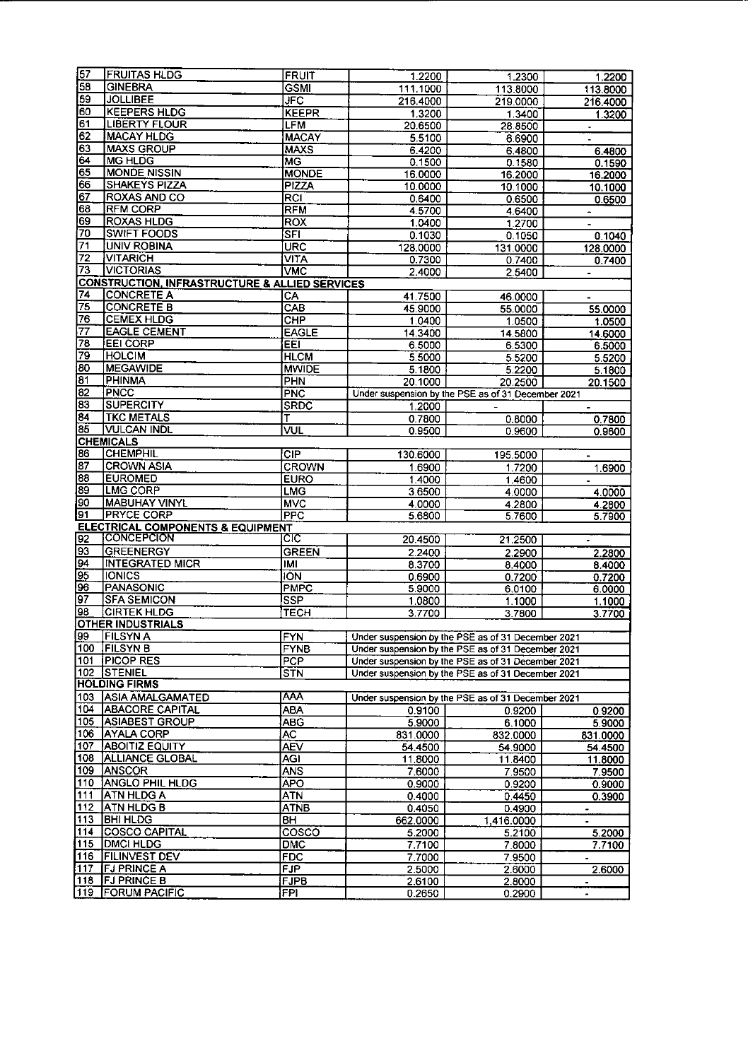| | | | | | |
|---|---|---|---|---|---|
| 57 | FRUITAS HLDG | FRUIT | 1.2200 | 1.2300 | 1.2200 |
| 58 | GINEBRA | GSMI | 111.1000 | 113.8000 | 113.8000 |
| 59 | JOLLIBEE | JFC | 216.4000 | 219.0000 | 216.4000 |
| 60 | KEEPERS HLDG | KEEPR | 1.3200 | 1.3400 | 1.3200 |
| 61 | LIBERTY FLOUR | LFM | 20.6500 | 28.8500 | - |
| 62 | MACAY HLDG | MACAY | 5.5100 | 6.6900 | - |
| 63 | MAXS GROUP | MAXS | 6.4200 | 6.4800 | 6.4800 |
| 64 | MG HLDG | MG | 0.1500 | 0.1580 | 0.1590 |
| 65 | MONDE NISSIN | MONDE | 16.0000 | 16.2000 | 16.2000 |
| 66 | SHAKEYS PIZZA | PIZZA | 10.0000 | 10.1000 | 10.1000 |
| 67 | ROXAS AND CO | RCI | 0.6400 | 0.6500 | 0.6500 |
| 68 | RFM CORP | RFM | 4.5700 | 4.6400 | - |
| 69 | ROXAS HLDG | ROX | 1.0400 | 1.2700 | - |
| 70 | SWIFT FOODS | SFI | 0.1030 | 0.1050 | 0.1040 |
| 71 | UNIV ROBINA | URC | 128.0000 | 131.0000 | 128.0000 |
| 72 | VITARICH | VITA | 0.7300 | 0.7400 | 0.7400 |
| 73 | VICTORIAS | VMC | 2.4000 | 2.5400 | - |
| **CONSTRUCTION, INFRASTRUCTURE & ALLIED SERVICES** | | | | | |
| 74 | CONCRETE A | CA | 41.7500 | 46.0000 | - |
| 75 | CONCRETE B | CAB | 45.9000 | 55.0000 | 55.0000 |
| 76 | CEMEX HLDG | CHP | 1.0400 | 1.0500 | 1.0500 |
| 77 | EAGLE CEMENT | EAGLE | 14.3400 | 14.5800 | 14.6000 |
| 78 | EEI CORP | EEI | 6.5000 | 6.5300 | 6.5000 |
| 79 | HOLCIM | HLCM | 5.5000 | 5.5200 | 5.5200 |
| 80 | MEGAWIDE | MWIDE | 5.1800 | 5.2200 | 5.1800 |
| 81 | PHINMA | PHN | 20.1000 | 20.2500 | 20.1500 |
| 82 | PNCC | PNC | Under suspension by the PSE as of 31 December 2021 | | |
| 83 | SUPERCITY | SRDC | 1.2000 | - | - |
| 84 | TKC METALS | T | 0.7800 | 0.8000 | 0.7800 |
| 85 | VULCAN INDL | VUL | 0.9500 | 0.9600 | 0.9600 |
| **CHEMICALS** | | | | | |
| 86 | CHEMPHIL | CIP | 130.6000 | 195.5000 | - |
| 87 | CROWN ASIA | CROWN | 1.6900 | 1.7200 | 1.6900 |
| 88 | EUROMED | EURO | 1.4000 | 1.4600 | - |
| 89 | LMG CORP | LMG | 3.6500 | 4.0000 | 4.0000 |
| 90 | MABUHAY VINYL | MVC | 4.0000 | 4.2800 | 4.2800 |
| 91 | PRYCE CORP | PPC | 5.6800 | 5.7600 | 5.7900 |
| **ELECTRICAL COMPONENTS & EQUIPMENT** | | | | | |
| 92 | CONCEPCION | CIC | 20.4500 | 21.2500 | - |
| 93 | GREENERGY | GREEN | 2.2400 | 2.2900 | 2.2800 |
| 94 | INTEGRATED MICR | IMI | 8.3700 | 8.4000 | 8.4000 |
| 95 | IONICS | ION | 0.6900 | 0.7200 | 0.7200 |
| 96 | PANASONIC | PMPC | 5.9000 | 6.0100 | 6.0000 |
| 97 | SFA SEMICON | SSP | 1.0800 | 1.1000 | 1.1000 |
| 98 | CIRTEK HLDG | TECH | 3.7700 | 3.7800 | 3.7700 |
| **OTHER INDUSTRIALS** | | | | | |
| 99 | FILSYN A | FYN | Under suspension by the PSE as of 31 December 2021 | | |
| 100 | FILSYN B | FYNB | Under suspension by the PSE as of 31 December 2021 | | |
| 101 | PICOP RES | PCP | Under suspension by the PSE as of 31 December 2021 | | |
| 102 | STENIEL | STN | Under suspension by the PSE as of 31 December 2021 | | |
| **HOLDING FIRMS** | | | | | |
| 103 | ASIA AMALGAMATED | AAA | Under suspension by the PSE as of 31 December 2021 | | |
| 104 | ABACORE CAPITAL | ABA | 0.9100 | 0.9200 | 0.9200 |
| 105 | ASIABEST GROUP | ABG | 5.9000 | 6.1000 | 5.9000 |
| 106 | AYALA CORP | AC | 831.0000 | 832.0000 | 831.0000 |
| 107 | ABOITIZ EQUITY | AEV | 54.4500 | 54.9000 | 54.4500 |
| 108 | ALLIANCE GLOBAL | AGI | 11.8000 | 11.8400 | 11.8000 |
| 109 | ANSCOR | ANS | 7.6000 | 7.9500 | 7.9500 |
| 110 | ANGLO PHIL HLDG | APO | 0.9000 | 0.9200 | 0.9000 |
| 111 | ATN HLDG A | ATN | 0.4000 | 0.4450 | 0.3900 |
| 112 | ATN HLDG B | ATNB | 0.4050 | 0.4900 | - |
| 113 | BHI HLDG | BH | 662.0000 | 1,416.0000 | - |
| 114 | COSCO CAPITAL | COSCO | 5.2000 | 5.2100 | 5.2000 |
| 115 | DMCI HLDG | DMC | 7.7100 | 7.8000 | 7.7100 |
| 116 | FILINVEST DEV | FDC | 7.7000 | 7.9500 | - |
| 117 | FJ PRINCE A | FJP | 2.5000 | 2.6000 | 2.6000 |
| 118 | FJ PRINCE B | FJPB | 2.6100 | 2.8000 | - |
| 119 | FORUM PACIFIC | FPI | 0.2650 | 0.2900 | - |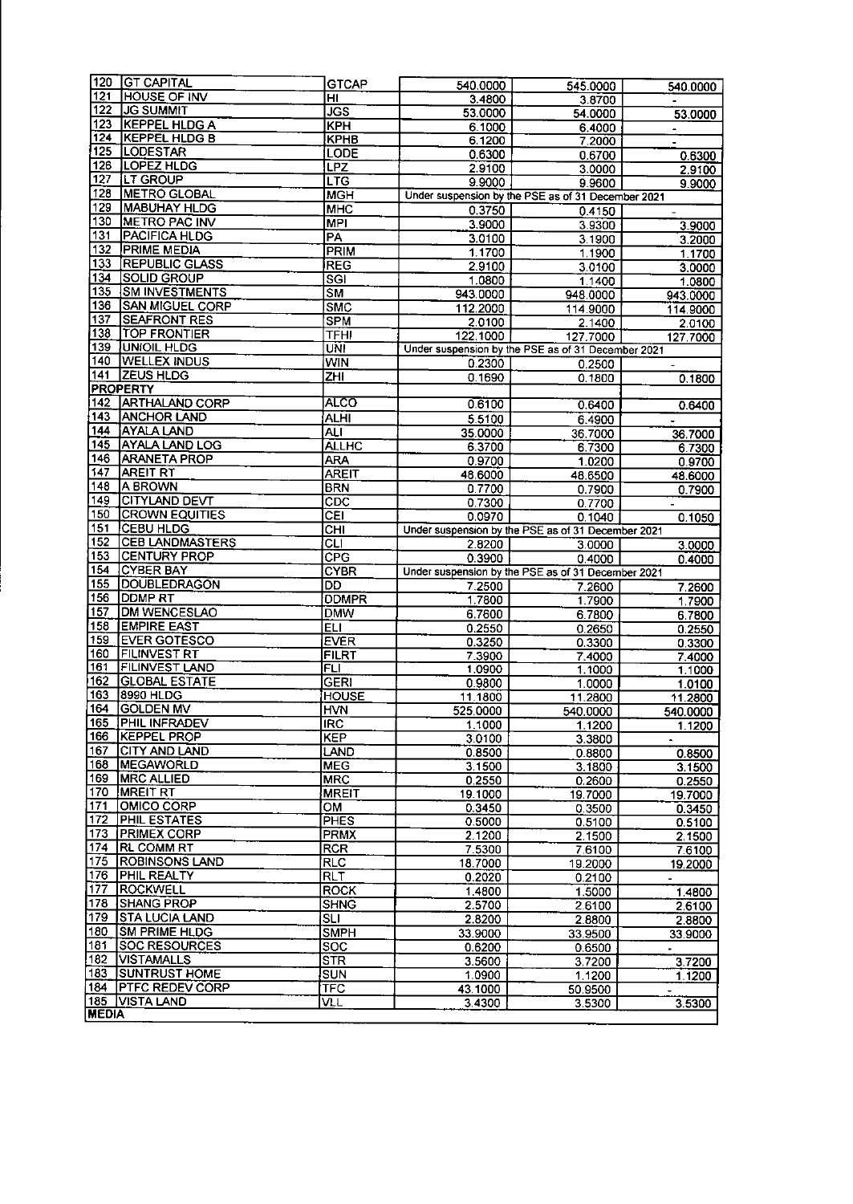| | | | | | |
|---|---|---|---|---|---|
| 120 | GT CAPITAL | GTCAP | 540.0000 | 545.0000 | 540.0000 |
| 121 | HOUSE OF INV | HI | 3.4800 | 3.8700 | - |
| 122 | JG SUMMIT | JGS | 53.0000 | 54.0000 | 53.0000 |
| 123 | KEPPEL HLDG A | KPH | 6.1000 | 6.4000 | - |
| 124 | KEPPEL HLDG B | KPHB | 6.1200 | 7.2000 | - |
| 125 | LODESTAR | LODE | 0.6300 | 0.6700 | 0.6300 |
| 126 | LOPEZ HLDG | LPZ | 2.9100 | 3.0000 | 2.9100 |
| 127 | LT GROUP | LTG | 9.9000 | 9.9600 | 9.9000 |
| 128 | METRO GLOBAL | MGH | Under suspension by the PSE as of 31 December 2021 | | |
| 129 | MABUHAY HLDG | MHC | 0.3750 | 0.4150 | - |
| 130 | METRO PAC INV | MPI | 3.9000 | 3.9300 | 3.9000 |
| 131 | PACIFICA HLDG | PA | 3.0100 | 3.1900 | 3.2000 |
| 132 | PRIME MEDIA | PRIM | 1.1700 | 1.1900 | 1.1700 |
| 133 | REPUBLIC GLASS | REG | 2.9100 | 3.0100 | 3.0000 |
| 134 | SOLID GROUP | SGI | 1.0800 | 1.1400 | 1.0800 |
| 135 | SM INVESTMENTS | SM | 943.0000 | 948.0000 | 943.0000 |
| 136 | SAN MIGUEL CORP | SMC | 112.2000 | 114.9000 | 114.9000 |
| 137 | SEAFRONT RES | SPM | 2.0100 | 2.1400 | 2.0100 |
| 138 | TOP FRONTIER | TFHI | 122.1000 | 127.7000 | 127.7000 |
| 139 | UNIOIL HLDG | UNI | Under suspension by the PSE as of 31 December 2021 | | |
| 140 | WELLEX INDUS | WIN | 0.2300 | 0.2500 | - |
| 141 | ZEUS HLDG | ZHI | 0.1690 | 0.1800 | 0.1800 |
| **PROPERTY** | | | | | |
| 142 | ARTHALAND CORP | ALCO | 0.6100 | 0.6400 | 0.6400 |
| 143 | ANCHOR LAND | ALHI | 5.5100 | 6.4900 | - |
| 144 | AYALA LAND | ALI | 35.0000 | 36.7000 | 36.7000 |
| 145 | AYALA LAND LOG | ALLHC | 6.3700 | 6.7300 | 6.7300 |
| 146 | ARANETA PROP | ARA | 0.9700 | 1.0200 | 0.9700 |
| 147 | AREIT RT | AREIT | 48.6000 | 48.6500 | 48.6000 |
| 148 | A BROWN | BRN | 0.7700 | 0.7900 | 0.7900 |
| 149 | CITYLAND DEVT | CDC | 0.7300 | 0.7700 | - |
| 150 | CROWN EQUITIES | CEI | 0.0970 | 0.1040 | 0.1050 |
| 151 | CEBU HLDG | CHI | Under suspension by the PSE as of 31 December 2021 | | |
| 152 | CEB LANDMASTERS | CLI | 2.8200 | 3.0000 | 3.0000 |
| 153 | CENTURY PROP | CPG | 0.3900 | 0.4000 | 0.4000 |
| 154 | CYBER BAY | CYBR | Under suspension by the PSE as of 31 December 2021 | | |
| 155 | DOUBLEDRAGON | DD | 7.2500 | 7.2600 | 7.2600 |
| 156 | DDMP RT | DDMPR | 1.7800 | 1.7900 | 1.7900 |
| 157 | DM WENCESLAO | DMW | 6.7600 | 6.7800 | 6.7800 |
| 158 | EMPIRE EAST | ELI | 0.2550 | 0.2650 | 0.2550 |
| 159 | EVER GOTESCO | EVER | 0.3250 | 0.3300 | 0.3300 |
| 160 | FILINVEST RT | FILRT | 7.3900 | 7.4000 | 7.4000 |
| 161 | FILINVEST LAND | FLI | 1.0900 | 1.1000 | 1.1000 |
| 162 | GLOBAL ESTATE | GERI | 0.9800 | 1.0000 | 1.0100 |
| 163 | 8990 HLDG | HOUSE | 11.1800 | 11.2800 | 11.2800 |
| 164 | GOLDEN MV | HVN | 525.0000 | 540.0000 | 540.0000 |
| 165 | PHIL INFRADEV | IRC | 1.1000 | 1.1200 | 1.1200 |
| 166 | KEPPEL PROP | KEP | 3.0100 | 3.3800 | - |
| 167 | CITY AND LAND | LAND | 0.8500 | 0.8800 | 0.8500 |
| 168 | MEGAWORLD | MEG | 3.1500 | 3.1800 | 3.1500 |
| 169 | MRC ALLIED | MRC | 0.2550 | 0.2600 | 0.2550 |
| 170 | MREIT RT | MREIT | 19.1000 | 19.7000 | 19.7000 |
| 171 | OMICO CORP | OM | 0.3450 | 0.3500 | 0.3450 |
| 172 | PHIL ESTATES | PHES | 0.5000 | 0.5100 | 0.5100 |
| 173 | PRIMEX CORP | PRMX | 2.1200 | 2.1500 | 2.1500 |
| 174 | RL COMM RT | RCR | 7.5300 | 7.6100 | 7.6100 |
| 175 | ROBINSONS LAND | RLC | 18.7000 | 19.2000 | 19.2000 |
| 176 | PHIL REALTY | RLT | 0.2020 | 0.2100 | - |
| 177 | ROCKWELL | ROCK | 1.4800 | 1.5000 | 1.4800 |
| 178 | SHANG PROP | SHNG | 2.5700 | 2.6100 | 2.6100 |
| 179 | STA LUCIA LAND | SLI | 2.8200 | 2.8800 | 2.8800 |
| 180 | SM PRIME HLDG | SMPH | 33.9000 | 33.9500 | 33.9000 |
| 181 | SOC RESOURCES | SOC | 0.6200 | 0.6500 | - |
| 182 | VISTAMALLS | STR | 3.5600 | 3.7200 | 3.7200 |
| 183 | SUNTRUST HOME | SUN | 1.0900 | 1.1200 | 1.1200 |
| 184 | PTFC REDEV CORP | TFC | 43.1000 | 50.9500 | - |
| 185 | VISTA LAND | VLL | 3.4300 | 3.5300 | 3.5300 |
| **MEDIA** | | | | | |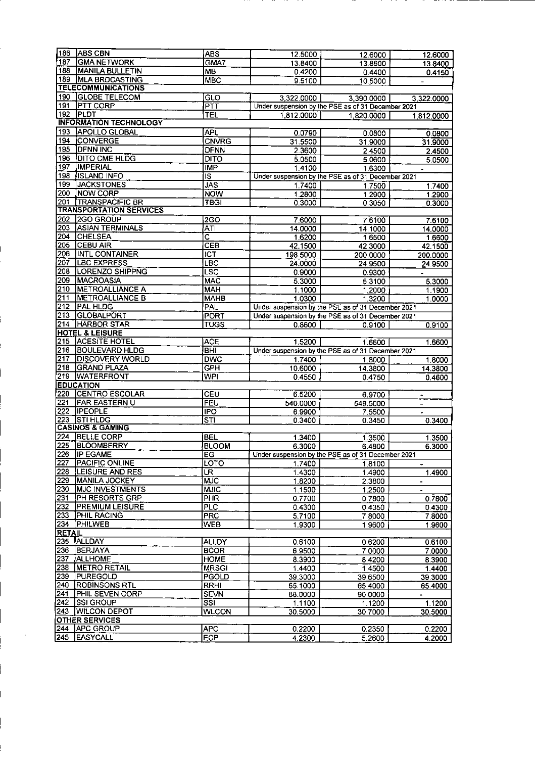| | | | | | |
|---|---|---|---|---|---|
| 186 | ABS CBN | ABS | 12.5000 | 12.6000 | 12.6000 |
| 187 | GMA NETWORK | GMA7 | 13.8400 | 13.8600 | 13.8400 |
| 188 | MANILA BULLETIN | MB | 0.4200 | 0.4400 | 0.4150 |
| 189 | MLA BRDCASTING | MBC | 9.5100 | 10.5000 | - |
| **TELECOMMUNICATIONS** | | | | | |
| 190 | GLOBE TELECOM | GLO | 3,322.0000 | 3,390.0000 | 3,322.0000 |
| 191 | PTT CORP | PTT | Under suspension by the PSE as of 31 December 2021 | | |
| 192 | PLDT | TEL | 1,812.0000 | 1,820.0000 | 1,812.0000 |
| **INFORMATION TECHNOLOGY** | | | | | |
| 193 | APOLLO GLOBAL | APL | 0.0790 | 0.0800 | 0.0800 |
| 194 | CONVERGE | CNVRG | 31.5500 | 31.9000 | 31.9000 |
| 195 | DFNN INC | DFNN | 2.3600 | 2.4500 | 2.4500 |
| 196 | DITO CME HLDG | DITO | 5.0500 | 5.0600 | 5.0500 |
| 197 | IMPERIAL | IMP | 1.4100 | 1.6300 | - |
| 198 | ISLAND INFO | IS | Under suspension by the PSE as of 31 December 2021 | | |
| 199 | JACKSTONES | JAS | 1.7400 | 1.7500 | 1.7400 |
| 200 | NOW CORP | NOW | 1.2800 | 1.2900 | 1.2900 |
| 201 | TRANSPACIFIC BR | TBGI | 0.3000 | 0.3050 | 0.3000 |
| **TRANSPORTATION SERVICES** | | | | | |
| 202 | 2GO GROUP | 2GO | 7.6000 | 7.6100 | 7.6100 |
| 203 | ASIAN TERMINALS | ATI | 14.0000 | 14.1000 | 14.0000 |
| 204 | CHELSEA | C | 1.6200 | 1.6500 | 1.6600 |
| 205 | CEBU AIR | CEB | 42.1500 | 42.3000 | 42.1500 |
| 206 | INTL CONTAINER | ICT | 198.5000 | 200.0000 | 200.0000 |
| 207 | LBC EXPRESS | LBC | 24.0000 | 24.9500 | 24.9500 |
| 208 | LORENZO SHIPPNG | LSC | 0.9000 | 0.9300 | - |
| 209 | MACROASIA | MAC | 5.3000 | 5.3100 | 5.3000 |
| 210 | METROALLIANCE A | MAH | 1.1000 | 1.2000 | 1.1900 |
| 211 | METROALLIANCE B | MAHB | 1.0300 | 1.3200 | 1.0000 |
| 212 | PAL HLDG | PAL | Under suspension by the PSE as of 31 December 2021 | | |
| 213 | GLOBALPORT | PORT | Under suspension by the PSE as of 31 December 2021 | | |
| 214 | HARBOR STAR | TUGS | 0.8600 | 0.9100 | 0.9100 |
| **HOTEL & LEISURE** | | | | | |
| 215 | ACESITE HOTEL | ACE | 1.5200 | 1.6600 | 1.6600 |
| 216 | BOULEVARD HLDG | BHI | Under suspension by the PSE as of 31 December 2021 | | |
| 217 | DISCOVERY WORLD | DWC | 1.7400 | 1.8000 | 1.8000 |
| 218 | GRAND PLAZA | GPH | 10.6000 | 14.3800 | 14.3800 |
| 219 | WATERFRONT | WPI | 0.4550 | 0.4750 | 0.4600 |
| **EDUCATION** | | | | | |
| 220 | CENTRO ESCOLAR | CEU | 6.5200 | 6.9700 | - |
| 221 | FAR EASTERN U | FEU | 540.0000 | 549.5000 | - |
| 222 | IPEOPLE | IPO | 6.9900 | 7.5500 | - |
| 223 | STI HLDG | STI | 0.3400 | 0.3450 | 0.3400 |
| **CASINOS & GAMING** | | | | | |
| 224 | BELLE CORP | BEL | 1.3400 | 1.3500 | 1.3500 |
| 225 | BLOOMBERRY | BLOOM | 6.3000 | 6.4800 | 6.3000 |
| 226 | IP EGAME | EG | Under suspension by the PSE as of 31 December 2021 | | |
| 227 | PACIFIC ONLINE | LOTO | 1.7400 | 1.8100 | - |
| 228 | LEISURE AND RES | LR | 1.4300 | 1.4900 | 1.4900 |
| 229 | MANILA JOCKEY | MJC | 1.8200 | 2.3800 | - |
| 230 | MJC INVESTMENTS | MJIC | 1.1500 | 1.2500 | - |
| 231 | PH RESORTS GRP | PHR | 0.7700 | 0.7800 | 0.7800 |
| 232 | PREMIUM LEISURE | PLC | 0.4300 | 0.4350 | 0.4300 |
| 233 | PHIL RACING | PRC | 5.7100 | 7.8000 | 7.8000 |
| 234 | PHILWEB | WEB | 1.9300 | 1.9600 | 1.9600 |
| **RETAIL** | | | | | |
| 235 | ALLDAY | ALLDY | 0.6100 | 0.6200 | 0.6100 |
| 236 | BERJAYA | BCOR | 6.9500 | 7.0000 | 7.0000 |
| 237 | ALLHOME | HOME | 8.3900 | 8.4200 | 8.3900 |
| 238 | METRO RETAIL | MRSGI | 1.4400 | 1.4500 | 1.4400 |
| 239 | PUREGOLD | PGOLD | 39.3000 | 39.6500 | 39.3000 |
| 240 | ROBINSONS RTL | RRHI | 65.1000 | 65.4000 | 65.4000 |
| 241 | PHIL SEVEN CORP | SEVN | 88.0000 | 90.0000 | - |
| 242 | SSI GROUP | SSI | 1.1100 | 1.1200 | 1.1200 |
| 243 | WILCON DEPOT | WLCON | 30.5000 | 30.7000 | 30.5000 |
| **OTHER SERVICES** | | | | | |
| 244 | APC GROUP | APC | 0.2200 | 0.2350 | 0.2200 |
| 245 | EASYCALL | ECP | 4.2300 | 5.2600 | 4.2000 |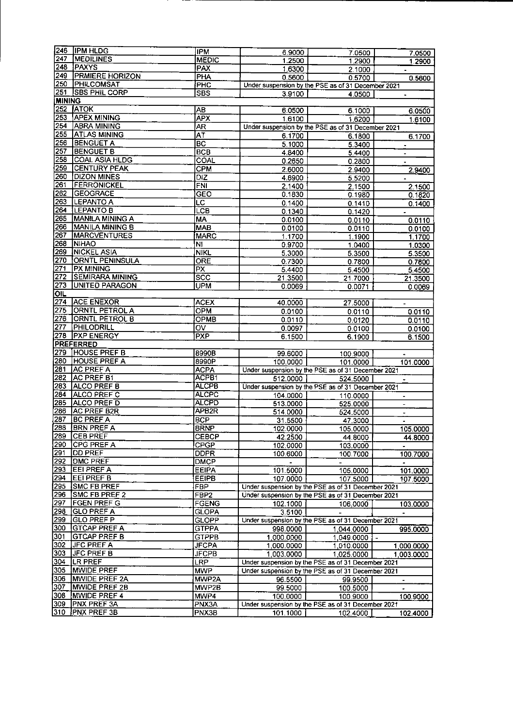| | | | | | |
|---|---|---|---|---|---|
| 246 | IPM HLDG | IPM | 6.9000 | 7.0500 | 7.0500 |
| 247 | MEDILINES | MEDIC | 1.2500 | 1.2900 | 1.2900 |
| 248 | PAXYS | PAX | 1.6300 | 2.1000 | - |
| 249 | PRMIERE HORIZON | PHA | 0.5600 | 0.5700 | 0.5600 |
| 250 | PHILCOMSAT | PHC | Under suspension by the PSE as of 31 December 2021 | | |
| 251 | SBS PHIL CORP | SBS | 3.9100 | 4.0500 | - |
| **MINING** | | | | | |
| 252 | ATOK | AB | 6.0500 | 6.1000 | 6.0500 |
| 253 | APEX MINING | APX | 1.6100 | 1.6200 | 1.6100 |
| 254 | ABRA MINING | AR | Under suspension by the PSE as of 31 December 2021 | | |
| 255 | ATLAS MINING | AT | 6.1700 | 6.1800 | 6.1700 |
| 256 | BENGUET A | BC | 5.1000 | 5.3400 | - |
| 257 | BENGUET B | BCB | 4.8400 | 5.4400 | - |
| 258 | COAL ASIA HLDG | COAL | 0.2650 | 0.2800 | - |
| 259 | CENTURY PEAK | CPM | 2.6000 | 2.9400 | 2.9400 |
| 260 | DIZON MINES | DIZ | 4.8900 | 5.5200 | - |
| 261 | FERRONICKEL | FNI | 2.1400 | 2.1500 | 2.1500 |
| 262 | GEOGRACE | GEO | 0.1830 | 0.1980 | 0.1820 |
| 263 | LEPANTO A | LC | 0.1400 | 0.1410 | 0.1400 |
| 264 | LEPANTO B | LCB | 0.1340 | 0.1420 | - |
| 265 | MANILA MINING A | MA | 0.0100 | 0.0110 | 0.0110 |
| 266 | MANILA MINING B | MAB | 0.0100 | 0.0110 | 0.0100 |
| 267 | MARCVENTURES | MARC | 1.1700 | 1.1900 | 1.1700 |
| 268 | NIHAO | NI | 0.9700 | 1.0400 | 1.0300 |
| 269 | NICKEL ASIA | NIKL | 5.3000 | 5.3500 | 5.3500 |
| 270 | ORNTL PENINSULA | ORE | 0.7300 | 0.7800 | 0.7800 |
| 271 | PX MINING | PX | 5.4400 | 5.4500 | 5.4500 |
| 272 | SEMIRARA MINING | SCC | 21.3500 | 21.7000 | 21.3500 |
| 273 | UNITED PARAGON | UPM | 0.0069 | 0.0071 | 0.0069 |
| **OIL** | | | | | |
| 274 | ACE ENEXOR | ACEX | 40.0000 | 27.5000 | - |
| 275 | ORNTL PETROL A | OPM | 0.0100 | 0.0110 | 0.0110 |
| 276 | ORNTL PETROL B | OPMB | 0.0110 | 0.0120 | 0.0110 |
| 277 | PHILODRILL | OV | 0.0097 | 0.0100 | 0.0100 |
| 278 | PXP ENERGY | PXP | 6.1500 | 6.1900 | 6.1500 |
| **PREFERRED** | | | | | |
| 279 | HOUSE PREF B | 8990B | 99.6000 | 100.9000 | - |
| 280 | HOUSE PREF A | 8990P | 100.0000 | 101.0000 | 101.0000 |
| 281 | AC PREF A | ACPA | Under suspension by the PSE as of 31 December 2021 | | |
| 282 | AC PREF B1 | ACPB1 | 512.0000 | 524.5000 | - |
| 283 | ALCO PREF B | ALCPB | Under suspension by the PSE as of 31 December 2021 | | |
| 284 | ALCO PREF C | ALCPC | 104.0000 | 110.0000 | - |
| 285 | ALCO PREF D | ALCPD | 513.0000 | 525.0000 | - |
| 286 | AC PREF B2R | APB2R | 514.0000 | 524.5000 | - |
| 287 | BC PREF A | BCP | 31.5500 | 47.3000 | - |
| 288 | BRN PREF A | BRNP | 102.0000 | 105.0000 | 105.0000 |
| 289 | CEB PREF | CEBCP | 42.2500 | 44.8000 | 44.8000 |
| 290 | CPG PREF A | CPGP | 102.0000 | 103.0000 | - |
| 291 | DD PREF | DDPR | 100.6000 | 100.7000 | 100.7000 |
| 292 | DMC PREF | DMCP | - | - | - |
| 293 | EEI PREF A | EEIPA | 101.5000 | 105.0000 | 101.0000 |
| 294 | EEI PREF B | EEIPB | 107.0000 | 107.5000 | 107.5000 |
| 295 | SMC FB PREF | FBP | Under suspension by the PSE as of 31 December 2021 | | |
| 296 | SMC FB PREF 2 | FBP2 | Under suspension by the PSE as of 31 December 2021 | | |
| 297 | FGEN PREF G | FGENG | 102.1000 | 106.0000 | 103.0000 |
| 298 | GLO PREF A | GLOPA | 3.5100 | - | - |
| 299 | GLO PREF P | GLOPP | Under suspension by the PSE as of 31 December 2021 | | |
| 300 | GTCAP PREF A | GTPPA | 998.0000 | 1,044.0000 | 995.0000 |
| 301 | GTCAP PREF B | GTPPB | 1,000.0000 | 1,049.0000 | - |
| 302 | JFC PREF A | JFCPA | 1,000.0000 | 1,010.0000 | 1,000.0000 |
| 303 | JFC PREF B | JFCPB | 1,003.0000 | 1,025.0000 | 1,003.0000 |
| 304 | LR PREF | LRP | Under suspension by the PSE as of 31 December 2021 | | |
| 305 | MWIDE PREF | MWP | Under suspension by the PSE as of 31 December 2021 | | |
| 306 | MWIDE PREF 2A | MWP2A | 96.5500 | 99.9500 | - |
| 307 | MWIDE PREF 2B | MWP2B | 99.5000 | 100.5000 | - |
| 308 | MWIDE PREF 4 | MWP4 | 100.0000 | 100.9000 | 100.9000 |
| 309 | PNX PREF 3A | PNX3A | Under suspension by the PSE as of 31 December 2021 | | |
| 310 | PNX PREF 3B | PNX3B | 101.1000 | 102.4000 | 102.4000 |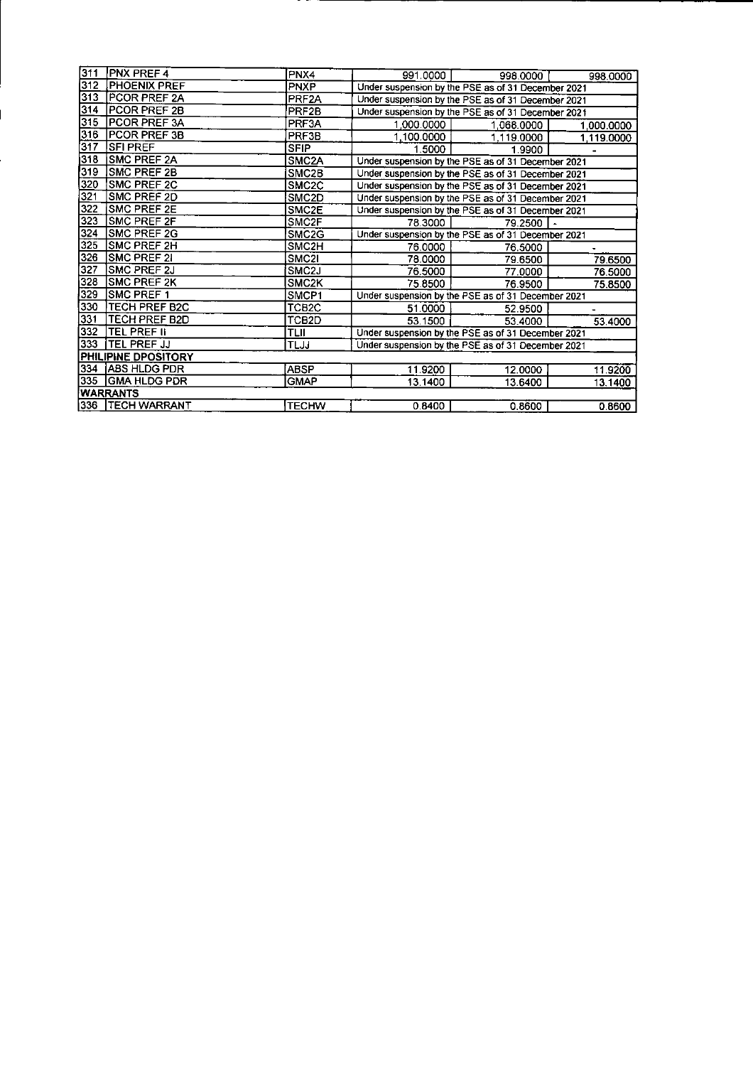| | | | | | |
|---|---|---|---|---|---|
| 311 | PNX PREF 4 | PNX4 | 991.0000 | 998.0000 | 998.0000 |
| 312 | PHOENIX PREF | PNXP | Under suspension by the PSE as of 31 December 2021 | | |
| 313 | PCOR PREF 2A | PRF2A | Under suspension by the PSE as of 31 December 2021 | | |
| 314 | PCOR PREF 2B | PRF2B | Under suspension by the PSE as of 31 December 2021 | | |
| 315 | PCOR PREF 3A | PRF3A | 1,000.0000 | 1,068.0000 | 1,000.0000 |
| 316 | PCOR PREF 3B | PRF3B | 1,100.0000 | 1,119.0000 | 1,119.0000 |
| 317 | SFI PREF | SFIP | 1.5000 | 1.9900 | - |
| 318 | SMC PREF 2A | SMC2A | Under suspension by the PSE as of 31 December 2021 | | |
| 319 | SMC PREF 2B | SMC2B | Under suspension by the PSE as of 31 December 2021 | | |
| 320 | SMC PREF 2C | SMC2C | Under suspension by the PSE as of 31 December 2021 | | |
| 321 | SMC PREF 2D | SMC2D | Under suspension by the PSE as of 31 December 2021 | | |
| 322 | SMC PREF 2E | SMC2E | Under suspension by the PSE as of 31 December 2021 | | |
| 323 | SMC PREF 2F | SMC2F | 78.3000 | 79.2500 | - |
| 324 | SMC PREF 2G | SMC2G | Under suspension by the PSE as of 31 December 2021 | | |
| 325 | SMC PREF 2H | SMC2H | 76.0000 | 76.5000 | - |
| 326 | SMC PREF 2I | SMC2I | 78.0000 | 79.6500 | 79.6500 |
| 327 | SMC PREF 2J | SMC2J | 76.5000 | 77.0000 | 76.5000 |
| 328 | SMC PREF 2K | SMC2K | 75.8500 | 76.9500 | 75.8500 |
| 329 | SMC PREF 1 | SMCP1 | Under suspension by the PSE as of 31 December 2021 | | |
| 330 | TECH PREF B2C | TCB2C | 51.0000 | 52.9500 | - |
| 331 | TECH PREF B2D | TCB2D | 53.1500 | 53.4000 | 53.4000 |
| 332 | TEL PREF II | TLII | Under suspension by the PSE as of 31 December 2021 | | |
| 333 | TEL PREF JJ | TLJJ | Under suspension by the PSE as of 31 December 2021 | | |
| **PHILIPINE DPOSITORY** | | | | | |
| 334 | ABS HLDG PDR | ABSP | 11.9200 | 12.0000 | 11.9200 |
| 335 | GMA HLDG PDR | GMAP | 13.1400 | 13.6400 | 13.1400 |
| **WARRANTS** | | | | | |
| 336 | TECH WARRANT | TECHW | 0.8400 | 0.8600 | 0.8600 |